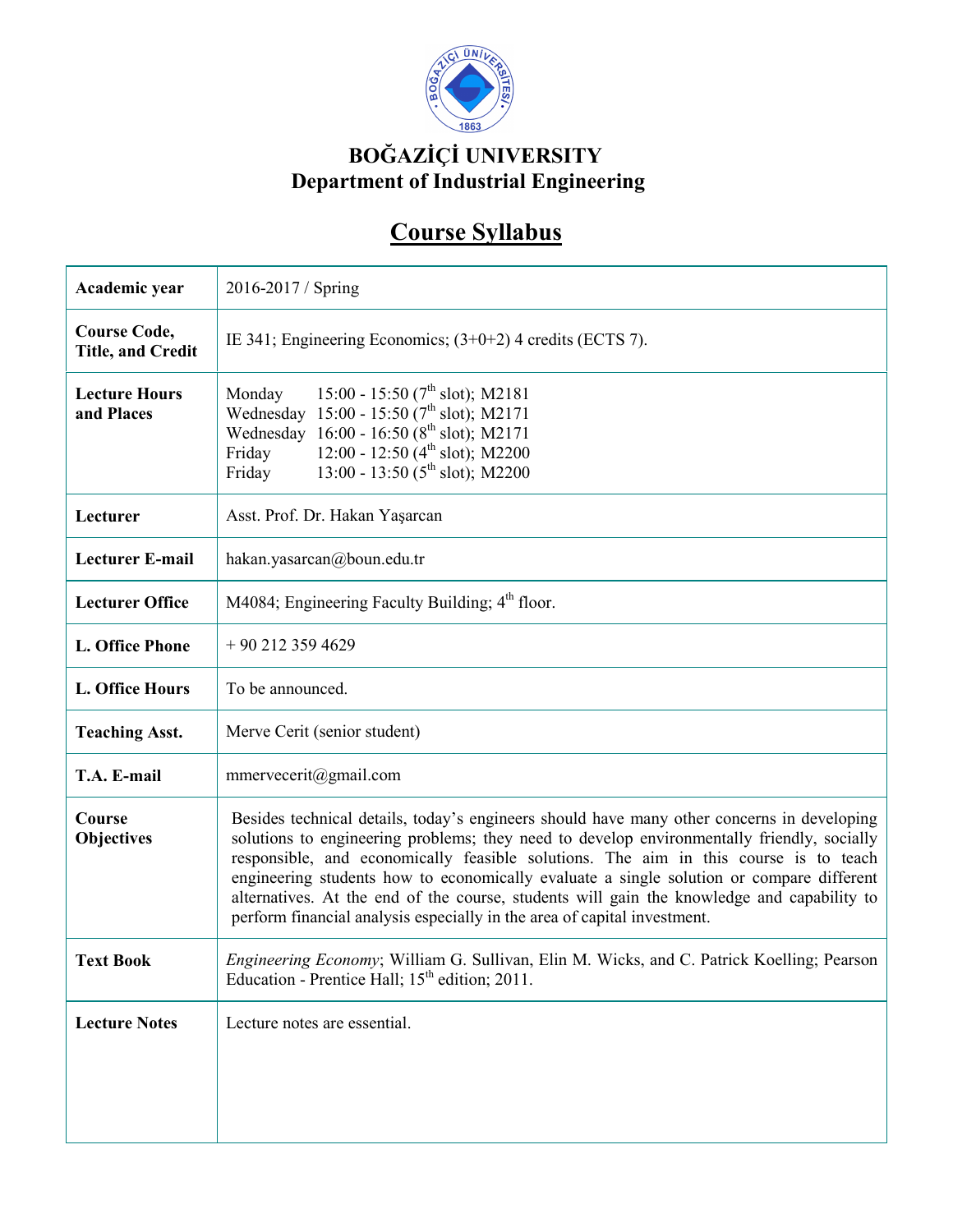# BOĞAZİÇİ UNIVERSITY
## Department of Industrial Engineering

# Course Syllabus

| | |
|---|---|
| **Academic year** | 2016-2017 / Spring |
| **Course Code, Title, and Credit** | IE 341; Engineering Economics; (3+0+2) 4 credits (ECTS 7). |
| **Lecture Hours and Places** | Monday 15:00 - 15:50 (7th slot); M2181<br>Wednesday 15:00 - 15:50 (7th slot); M2171<br>Wednesday 16:00 - 16:50 (8th slot); M2171<br>Friday 12:00 - 12:50 (4th slot); M2200<br>Friday 13:00 - 13:50 (5th slot); M2200 |
| **Lecturer** | Asst. Prof. Dr. Hakan Yaşarcan |
| **Lecturer E-mail** | hakan.yasarcan@boun.edu.tr |
| **Lecturer Office** | M4084; Engineering Faculty Building; 4th floor. |
| **L. Office Phone** | + 90 212 359 4629 |
| **L. Office Hours** | To be announced. |
| **Teaching Asst.** | Merve Cerit (senior student) |
| **T.A. E-mail** | mmervecerit@gmail.com |
| **Course Objectives** | Besides technical details, today's engineers should have many other concerns in developing solutions to engineering problems; they need to develop environmentally friendly, socially responsible, and economically feasible solutions. The aim in this course is to teach engineering students how to economically evaluate a single solution or compare different alternatives. At the end of the course, students will gain the knowledge and capability to perform financial analysis especially in the area of capital investment. |
| **Text Book** | *Engineering Economy*; William G. Sullivan, Elin M. Wicks, and C. Patrick Koelling; Pearson Education - Prentice Hall; 15th edition; 2011. |
| **Lecture Notes** | Lecture notes are essential. |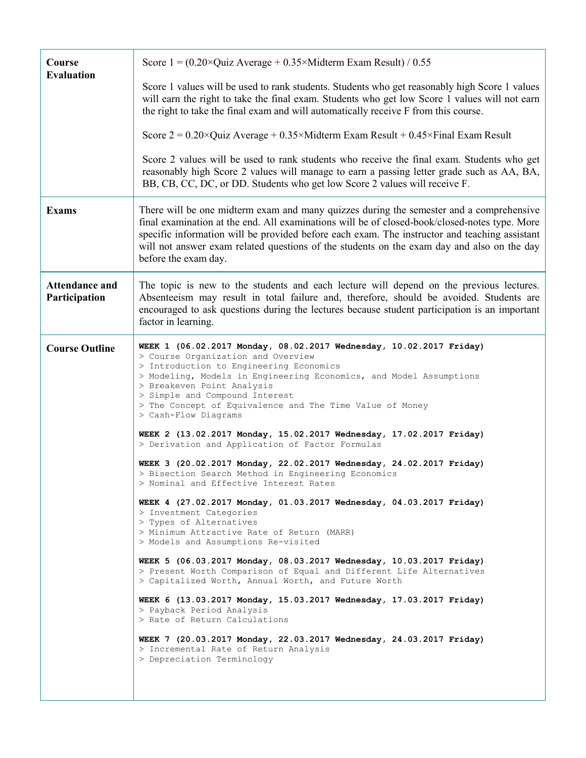| | |
|---|---|
| **Course Evaluation** | Score 1 = (0.20×Quiz Average + 0.35×Midterm Exam Result) / 0.55<br><br>Score 1 values will be used to rank students. Students who get reasonably high Score 1 values will earn the right to take the final exam. Students who get low Score 1 values will not earn the right to take the final exam and will automatically receive F from this course.<br><br>Score 2 = 0.20×Quiz Average + 0.35×Midterm Exam Result + 0.45×Final Exam Result<br><br>Score 2 values will be used to rank students who receive the final exam. Students who get reasonably high Score 2 values will manage to earn a passing letter grade such as AA, BA, BB, CB, CC, DC, or DD. Students who get low Score 2 values will receive F. |
| **Exams** | There will be one midterm exam and many quizzes during the semester and a comprehensive final examination at the end. All examinations will be of closed-book/closed-notes type. More specific information will be provided before each exam. The instructor and teaching assistant will not answer exam related questions of the students on the exam day and also on the day before the exam day. |
| **Attendance and Participation** | The topic is new to the students and each lecture will depend on the previous lectures. Absenteeism may result in total failure and, therefore, should be avoided. Students are encouraged to ask questions during the lectures because student participation is an important factor in learning. |
| **Course Outline** | **WEEK 1 (06.02.2017 Monday, 08.02.2017 Wednesday, 10.02.2017 Friday)**<br>> Course Organization and Overview<br>> Introduction to Engineering Economics<br>> Modeling, Models in Engineering Economics, and Model Assumptions<br>> Breakeven Point Analysis<br>> Simple and Compound Interest<br>> The Concept of Equivalence and The Time Value of Money<br>> Cash-Flow Diagrams<br><br>**WEEK 2 (13.02.2017 Monday, 15.02.2017 Wednesday, 17.02.2017 Friday)**<br>> Derivation and Application of Factor Formulas<br><br>**WEEK 3 (20.02.2017 Monday, 22.02.2017 Wednesday, 24.02.2017 Friday)**<br>> Bisection Search Method in Engineering Economics<br>> Nominal and Effective Interest Rates<br><br>**WEEK 4 (27.02.2017 Monday, 01.03.2017 Wednesday, 04.03.2017 Friday)**<br>> Investment Categories<br>> Types of Alternatives<br>> Minimum Attractive Rate of Return (MARR)<br>> Models and Assumptions Re-visited<br><br>**WEEK 5 (06.03.2017 Monday, 08.03.2017 Wednesday, 10.03.2017 Friday)**<br>> Present Worth Comparison of Equal and Different Life Alternatives<br>> Capitalized Worth, Annual Worth, and Future Worth<br><br>**WEEK 6 (13.03.2017 Monday, 15.03.2017 Wednesday, 17.03.2017 Friday)**<br>> Payback Period Analysis<br>> Rate of Return Calculations<br><br>**WEEK 7 (20.03.2017 Monday, 22.03.2017 Wednesday, 24.03.2017 Friday)**<br>> Incremental Rate of Return Analysis<br>> Depreciation Terminology |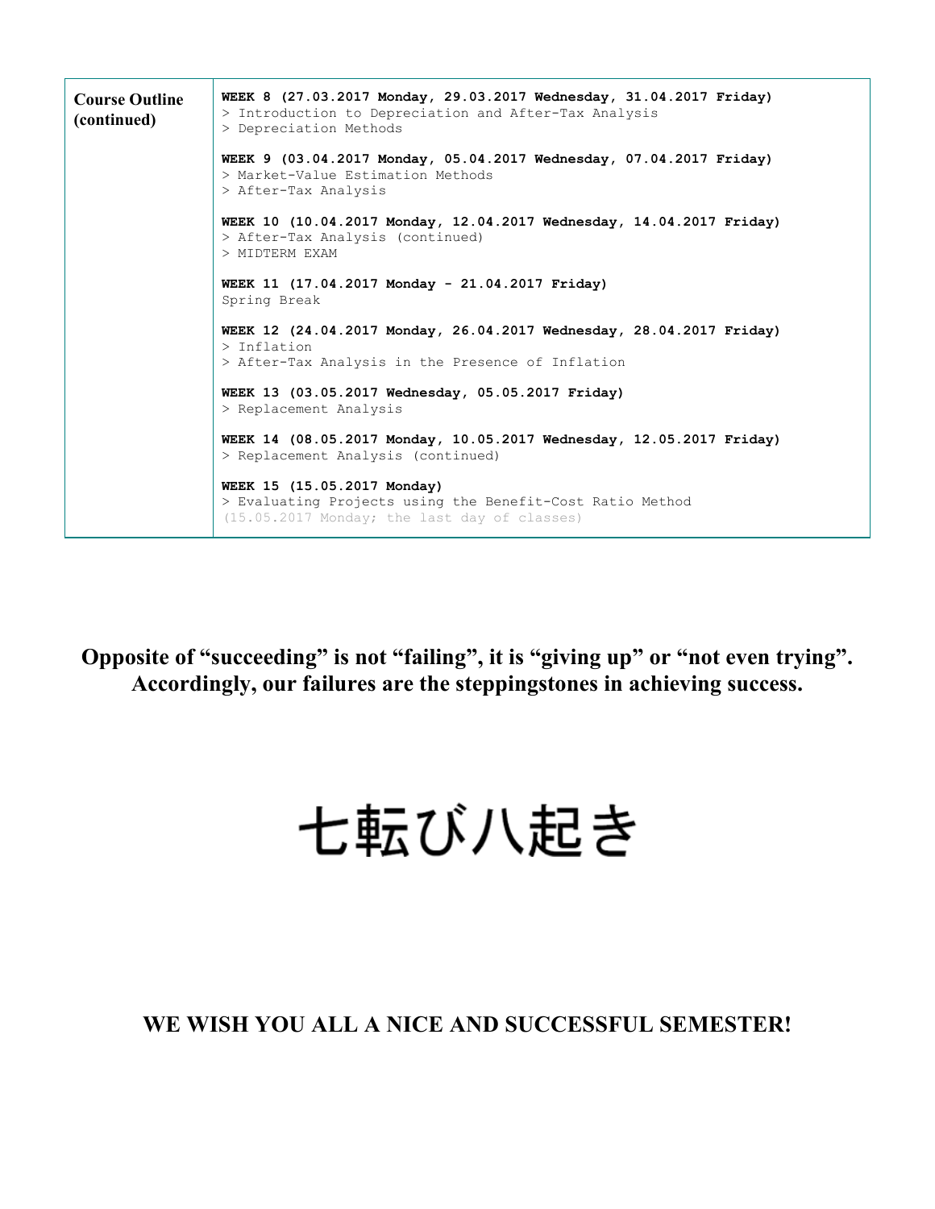| | |
|---|---|
| **Course Outline (continued)** | **WEEK 8 (27.03.2017 Monday, 29.03.2017 Wednesday, 31.04.2017 Friday)**<br>> Introduction to Depreciation and After-Tax Analysis<br>> Depreciation Methods<br><br>**WEEK 9 (03.04.2017 Monday, 05.04.2017 Wednesday, 07.04.2017 Friday)**<br>> Market-Value Estimation Methods<br>> After-Tax Analysis<br><br>**WEEK 10 (10.04.2017 Monday, 12.04.2017 Wednesday, 14.04.2017 Friday)**<br>> After-Tax Analysis (continued)<br>> MIDTERM EXAM<br><br>**WEEK 11 (17.04.2017 Monday - 21.04.2017 Friday)**<br>Spring Break<br><br>**WEEK 12 (24.04.2017 Monday, 26.04.2017 Wednesday, 28.04.2017 Friday)**<br>> Inflation<br>> After-Tax Analysis in the Presence of Inflation<br><br>**WEEK 13 (03.05.2017 Wednesday, 05.05.2017 Friday)**<br>> Replacement Analysis<br><br>**WEEK 14 (08.05.2017 Monday, 10.05.2017 Wednesday, 12.05.2017 Friday)**<br>> Replacement Analysis (continued)<br><br>**WEEK 15 (15.05.2017 Monday)**<br>> Evaluating Projects using the Benefit-Cost Ratio Method<br>(15.05.2017 Monday; the last day of classes) |

**Opposite of "succeeding" is not "failing", it is "giving up" or "not even trying". Accordingly, our failures are the steppingstones in achieving success.**

# 七転び八起き

**WE WISH YOU ALL A NICE AND SUCCESSFUL SEMESTER!**